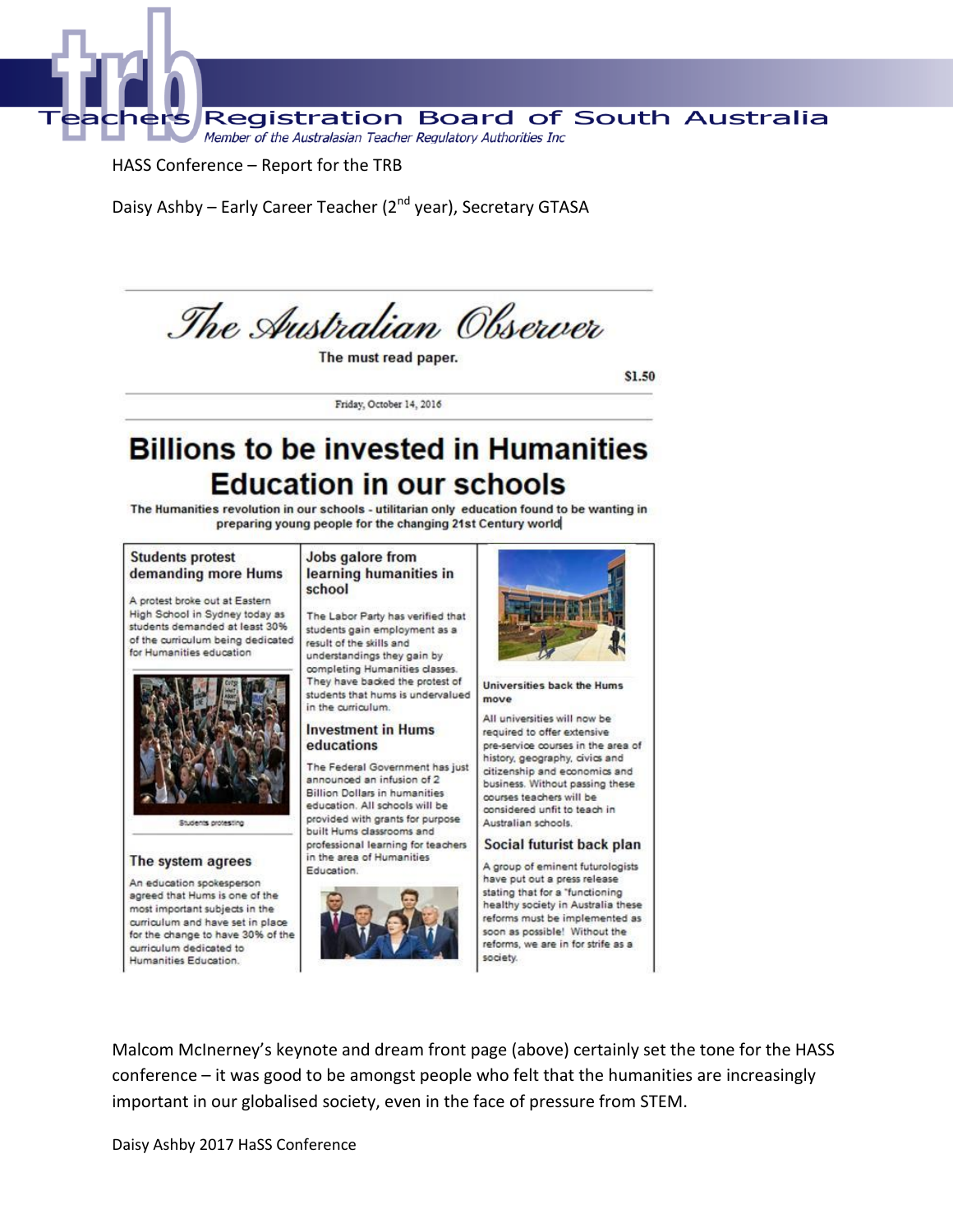HASS Conference – Report for the TRB

Daisy Ashby – Early Career Teacher (2nd year), Secretary GTASA

# The Australian Observer

The must read paper.

$1.50

Friday, October 14, 2016

## Billions to be invested in Humanities Education in our schools

**The Humanities revolution in our schools - utilitarian only education found to be wanting in preparing young people for the changing 21st Century world**

### Students protest demanding more Hums

A protest broke out at Eastern High School in Sydney today as students demanded at least 30% of the curriculum being dedicated for Humanities education

Students protesting

### The system agrees

An education spokesperson agreed that Hums is one of the most important subjects in the curriculum and have set in place for the change to have 30% of the curriculum dedicated to Humanities Education.

### Jobs galore from learning humanities in school

The Labor Party has verified that students gain employment as a result of the skills and understandings they gain by completing Humanities classes. They have backed the protest of students that hums is undervalued in the curriculum.

### Investment in Hums educations

The Federal Government has just announced an infusion of 2 Billion Dollars in humanities education. All schools will be provided with grants for purpose built Hums classrooms and professional learning for teachers in the area of Humanities Education.

### Universities back the Hums move

All universities will now be required to offer extensive pre-service courses in the area of history, geography, civics and citizenship and economics and business. Without passing these courses teachers will be considered unfit to teach in Australian schools.

### Social futurist back plan

A group of eminent futurologists have put out a press release stating that for a "functioning healthy society in Australia these reforms must be implemented as soon as possible! Without the reforms, we are in for strife as a society.

Malcom McInerney's keynote and dream front page (above) certainly set the tone for the HASS conference – it was good to be amongst people who felt that the humanities are increasingly important in our globalised society, even in the face of pressure from STEM.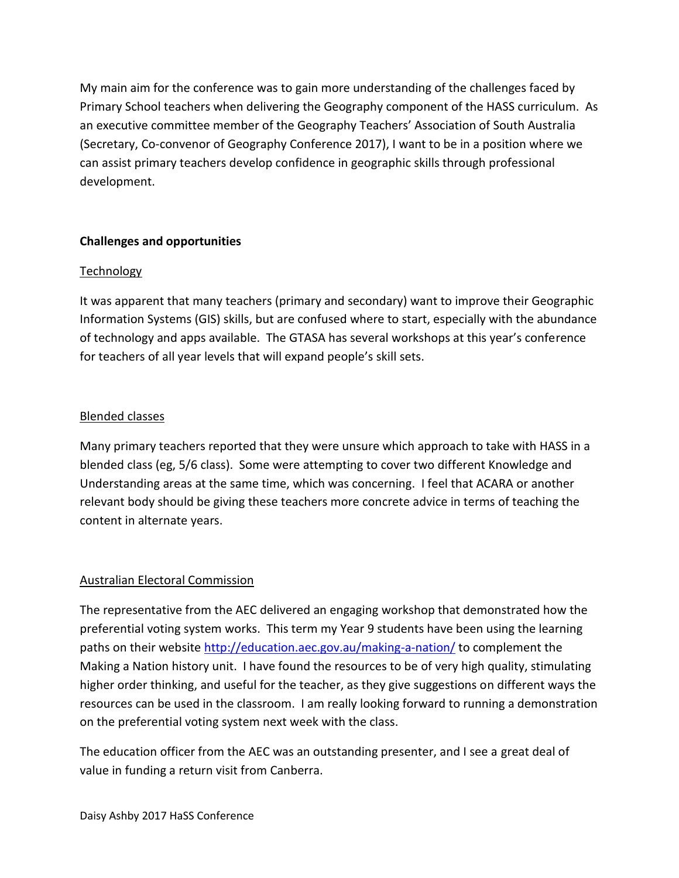My main aim for the conference was to gain more understanding of the challenges faced by Primary School teachers when delivering the Geography component of the HASS curriculum. As an executive committee member of the Geography Teachers' Association of South Australia (Secretary, Co-convenor of Geography Conference 2017), I want to be in a position where we can assist primary teachers develop confidence in geographic skills through professional development.

**Challenges and opportunities**

<u>Technology</u>

It was apparent that many teachers (primary and secondary) want to improve their Geographic Information Systems (GIS) skills, but are confused where to start, especially with the abundance of technology and apps available. The GTASA has several workshops at this year's conference for teachers of all year levels that will expand people's skill sets.

<u>Blended classes</u>

Many primary teachers reported that they were unsure which approach to take with HASS in a blended class (eg, 5/6 class). Some were attempting to cover two different Knowledge and Understanding areas at the same time, which was concerning. I feel that ACARA or another relevant body should be giving these teachers more concrete advice in terms of teaching the content in alternate years.

<u>Australian Electoral Commission</u>

The representative from the AEC delivered an engaging workshop that demonstrated how the preferential voting system works. This term my Year 9 students have been using the learning paths on their website [http://education.aec.gov.au/making-a-nation/](http://education.aec.gov.au/making-a-nation/) to complement the Making a Nation history unit. I have found the resources to be of very high quality, stimulating higher order thinking, and useful for the teacher, as they give suggestions on different ways the resources can be used in the classroom. I am really looking forward to running a demonstration on the preferential voting system next week with the class.

The education officer from the AEC was an outstanding presenter, and I see a great deal of value in funding a return visit from Canberra.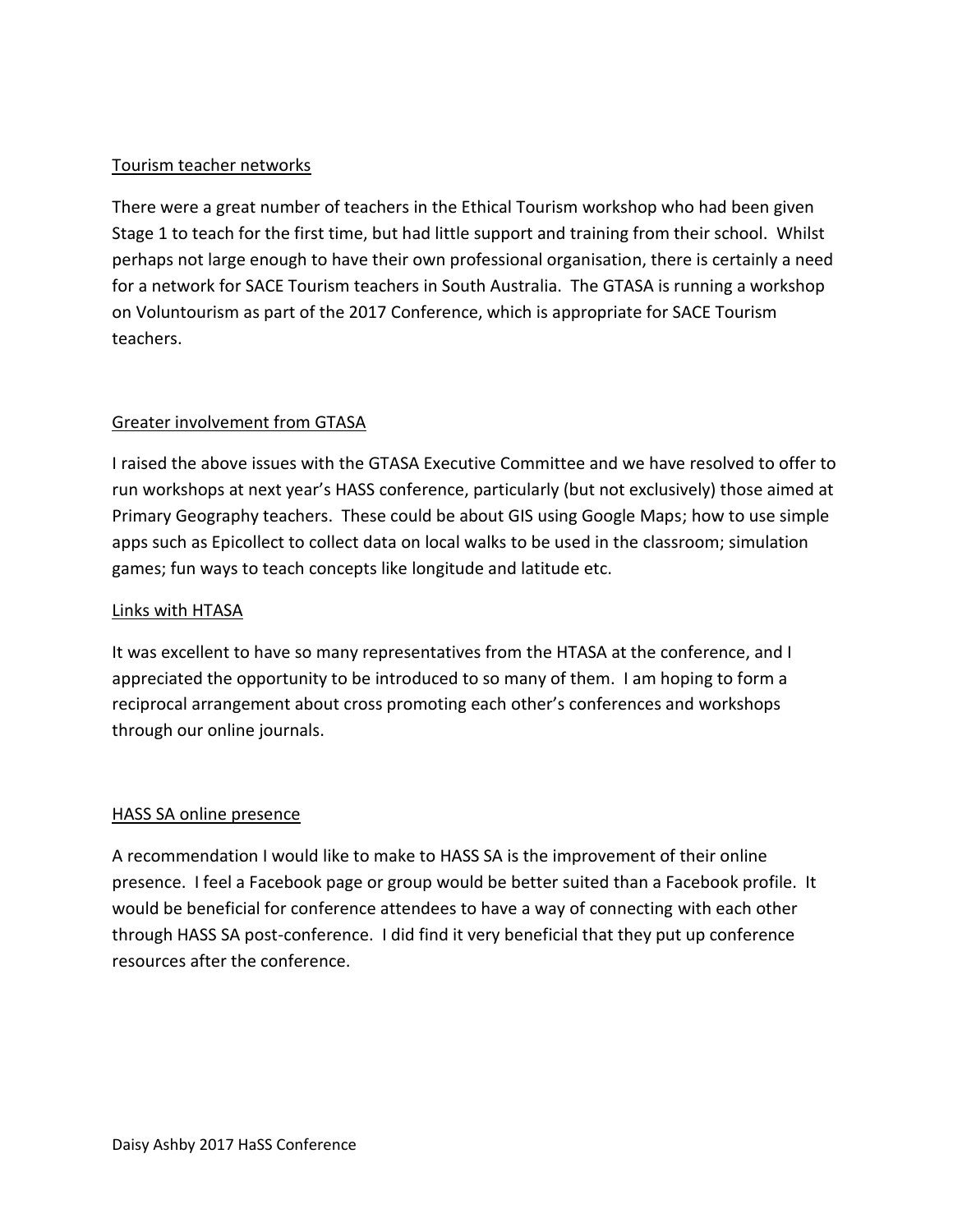<u>Tourism teacher networks</u>

There were a great number of teachers in the Ethical Tourism workshop who had been given Stage 1 to teach for the first time, but had little support and training from their school. Whilst perhaps not large enough to have their own professional organisation, there is certainly a need for a network for SACE Tourism teachers in South Australia. The GTASA is running a workshop on Voluntourism as part of the 2017 Conference, which is appropriate for SACE Tourism teachers.

<u>Greater involvement from GTASA</u>

I raised the above issues with the GTASA Executive Committee and we have resolved to offer to run workshops at next year's HASS conference, particularly (but not exclusively) those aimed at Primary Geography teachers. These could be about GIS using Google Maps; how to use simple apps such as Epicollect to collect data on local walks to be used in the classroom; simulation games; fun ways to teach concepts like longitude and latitude etc.

<u>Links with HTASA</u>

It was excellent to have so many representatives from the HTASA at the conference, and I appreciated the opportunity to be introduced to so many of them. I am hoping to form a reciprocal arrangement about cross promoting each other's conferences and workshops through our online journals.

<u>HASS SA online presence</u>

A recommendation I would like to make to HASS SA is the improvement of their online presence. I feel a Facebook page or group would be better suited than a Facebook profile. It would be beneficial for conference attendees to have a way of connecting with each other through HASS SA post-conference. I did find it very beneficial that they put up conference resources after the conference.